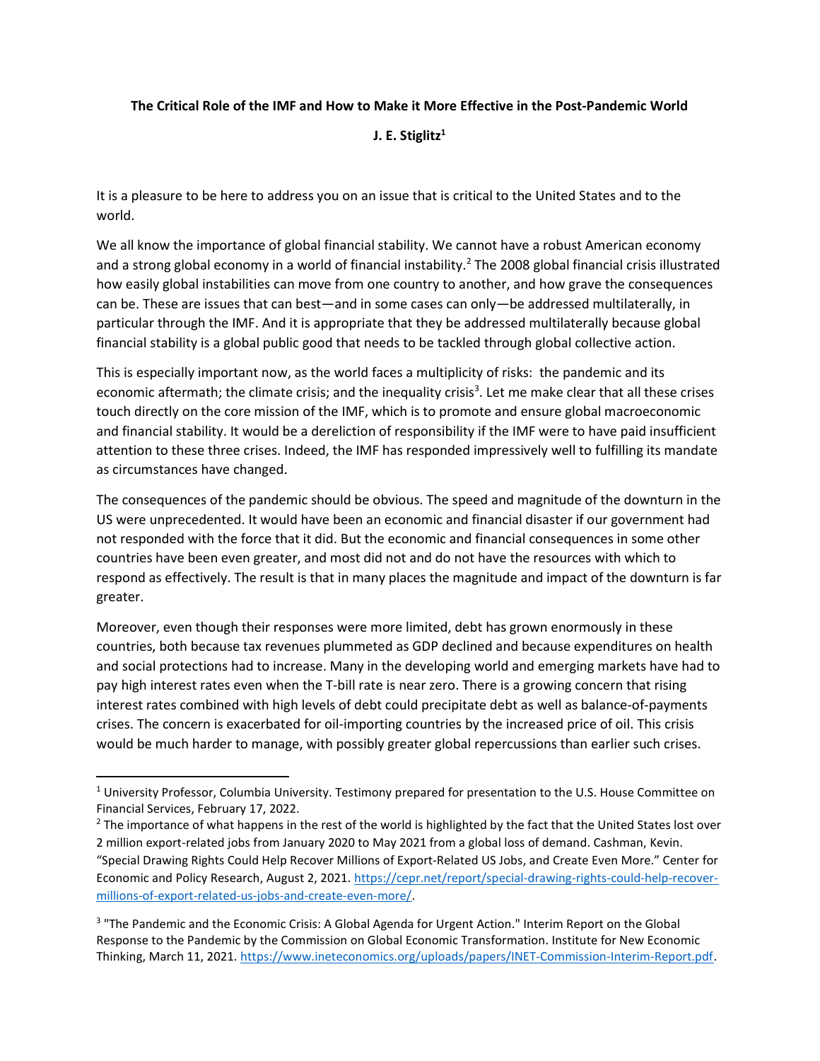**The Critical Role of the IMF and How to Make it More Effective in the Post-Pandemic World**

**J. E. Stiglitz[1]**

It is a pleasure to be here to address you on an issue that is critical to the United States and to the world.

We all know the importance of global financial stability. We cannot have a robust American economy and a strong global economy in a world of financial instability.[2] The 2008 global financial crisis illustrated how easily global instabilities can move from one country to another, and how grave the consequences can be. These are issues that can best—and in some cases can only—be addressed multilaterally, in particular through the IMF. And it is appropriate that they be addressed multilaterally because global financial stability is a global public good that needs to be tackled through global collective action.

This is especially important now, as the world faces a multiplicity of risks: the pandemic and its economic aftermath; the climate crisis; and the inequality crisis[3]. Let me make clear that all these crises touch directly on the core mission of the IMF, which is to promote and ensure global macroeconomic and financial stability. It would be a dereliction of responsibility if the IMF were to have paid insufficient attention to these three crises. Indeed, the IMF has responded impressively well to fulfilling its mandate as circumstances have changed.

The consequences of the pandemic should be obvious. The speed and magnitude of the downturn in the US were unprecedented. It would have been an economic and financial disaster if our government had not responded with the force that it did. But the economic and financial consequences in some other countries have been even greater, and most did not and do not have the resources with which to respond as effectively. The result is that in many places the magnitude and impact of the downturn is far greater.

Moreover, even though their responses were more limited, debt has grown enormously in these countries, both because tax revenues plummeted as GDP declined and because expenditures on health and social protections had to increase. Many in the developing world and emerging markets have had to pay high interest rates even when the T-bill rate is near zero. There is a growing concern that rising interest rates combined with high levels of debt could precipitate debt as well as balance-of-payments crises. The concern is exacerbated for oil-importing countries by the increased price of oil. This crisis would be much harder to manage, with possibly greater global repercussions than earlier such crises.

---

[1] University Professor, Columbia University. Testimony prepared for presentation to the U.S. House Committee on Financial Services, February 17, 2022.

[2] The importance of what happens in the rest of the world is highlighted by the fact that the United States lost over 2 million export-related jobs from January 2020 to May 2021 from a global loss of demand. Cashman, Kevin. "Special Drawing Rights Could Help Recover Millions of Export-Related US Jobs, and Create Even More." Center for Economic and Policy Research, August 2, 2021. https://cepr.net/report/special-drawing-rights-could-help-recover-millions-of-export-related-us-jobs-and-create-even-more/.

[3] "The Pandemic and the Economic Crisis: A Global Agenda for Urgent Action." Interim Report on the Global Response to the Pandemic by the Commission on Global Economic Transformation. Institute for New Economic Thinking, March 11, 2021. https://www.ineteconomics.org/uploads/papers/INET-Commission-Interim-Report.pdf.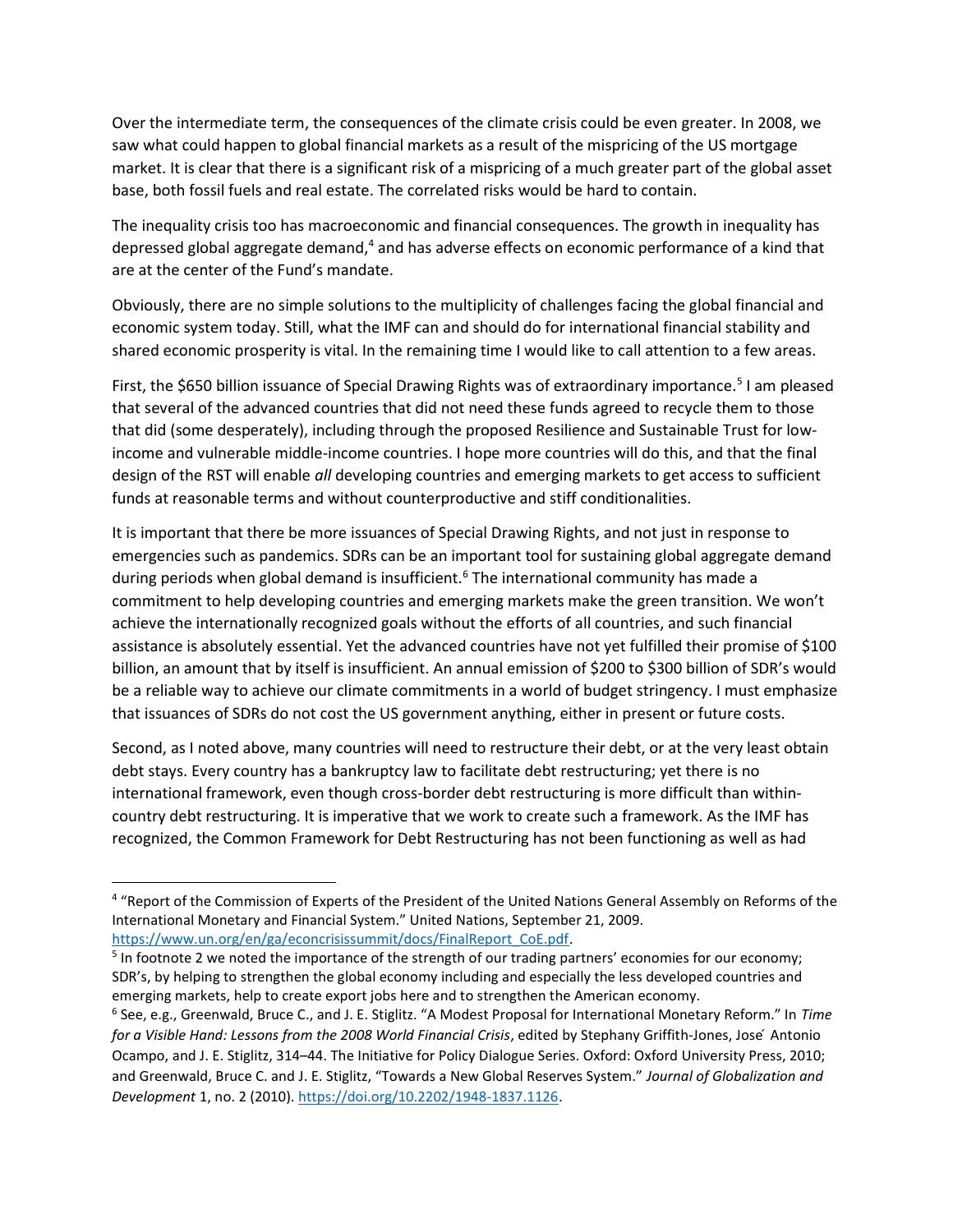Over the intermediate term, the consequences of the climate crisis could be even greater. In 2008, we saw what could happen to global financial markets as a result of the mispricing of the US mortgage market. It is clear that there is a significant risk of a mispricing of a much greater part of the global asset base, both fossil fuels and real estate. The correlated risks would be hard to contain.

The inequality crisis too has macroeconomic and financial consequences. The growth in inequality has depressed global aggregate demand,[4] and has adverse effects on economic performance of a kind that are at the center of the Fund's mandate.

Obviously, there are no simple solutions to the multiplicity of challenges facing the global financial and economic system today. Still, what the IMF can and should do for international financial stability and shared economic prosperity is vital. In the remaining time I would like to call attention to a few areas.

First, the $650 billion issuance of Special Drawing Rights was of extraordinary importance.[5] I am pleased that several of the advanced countries that did not need these funds agreed to recycle them to those that did (some desperately), including through the proposed Resilience and Sustainable Trust for low-income and vulnerable middle-income countries. I hope more countries will do this, and that the final design of the RST will enable *all* developing countries and emerging markets to get access to sufficient funds at reasonable terms and without counterproductive and stiff conditionalities.

It is important that there be more issuances of Special Drawing Rights, and not just in response to emergencies such as pandemics. SDRs can be an important tool for sustaining global aggregate demand during periods when global demand is insufficient.[6] The international community has made a commitment to help developing countries and emerging markets make the green transition. We won't achieve the internationally recognized goals without the efforts of all countries, and such financial assistance is absolutely essential. Yet the advanced countries have not yet fulfilled their promise of $100 billion, an amount that by itself is insufficient. An annual emission of $200 to $300 billion of SDR's would be a reliable way to achieve our climate commitments in a world of budget stringency. I must emphasize that issuances of SDRs do not cost the US government anything, either in present or future costs.

Second, as I noted above, many countries will need to restructure their debt, or at the very least obtain debt stays. Every country has a bankruptcy law to facilitate debt restructuring; yet there is no international framework, even though cross-border debt restructuring is more difficult than within-country debt restructuring. It is imperative that we work to create such a framework. As the IMF has recognized, the Common Framework for Debt Restructuring has not been functioning as well as had

---

[4] "Report of the Commission of Experts of the President of the United Nations General Assembly on Reforms of the International Monetary and Financial System." United Nations, September 21, 2009. https://www.un.org/en/ga/econcrisissummit/docs/FinalReport_CoE.pdf.

[5] In footnote 2 we noted the importance of the strength of our trading partners' economies for our economy; SDR's, by helping to strengthen the global economy including and especially the less developed countries and emerging markets, help to create export jobs here and to strengthen the American economy.

[6] See, e.g., Greenwald, Bruce C., and J. E. Stiglitz. "A Modest Proposal for International Monetary Reform." In *Time for a Visible Hand: Lessons from the 2008 World Financial Crisis*, edited by Stephany Griffith-Jones, José Antonio Ocampo, and J. E. Stiglitz, 314–44. The Initiative for Policy Dialogue Series. Oxford: Oxford University Press, 2010; and Greenwald, Bruce C. and J. E. Stiglitz, "Towards a New Global Reserves System." *Journal of Globalization and Development* 1, no. 2 (2010). https://doi.org/10.2202/1948-1837.1126.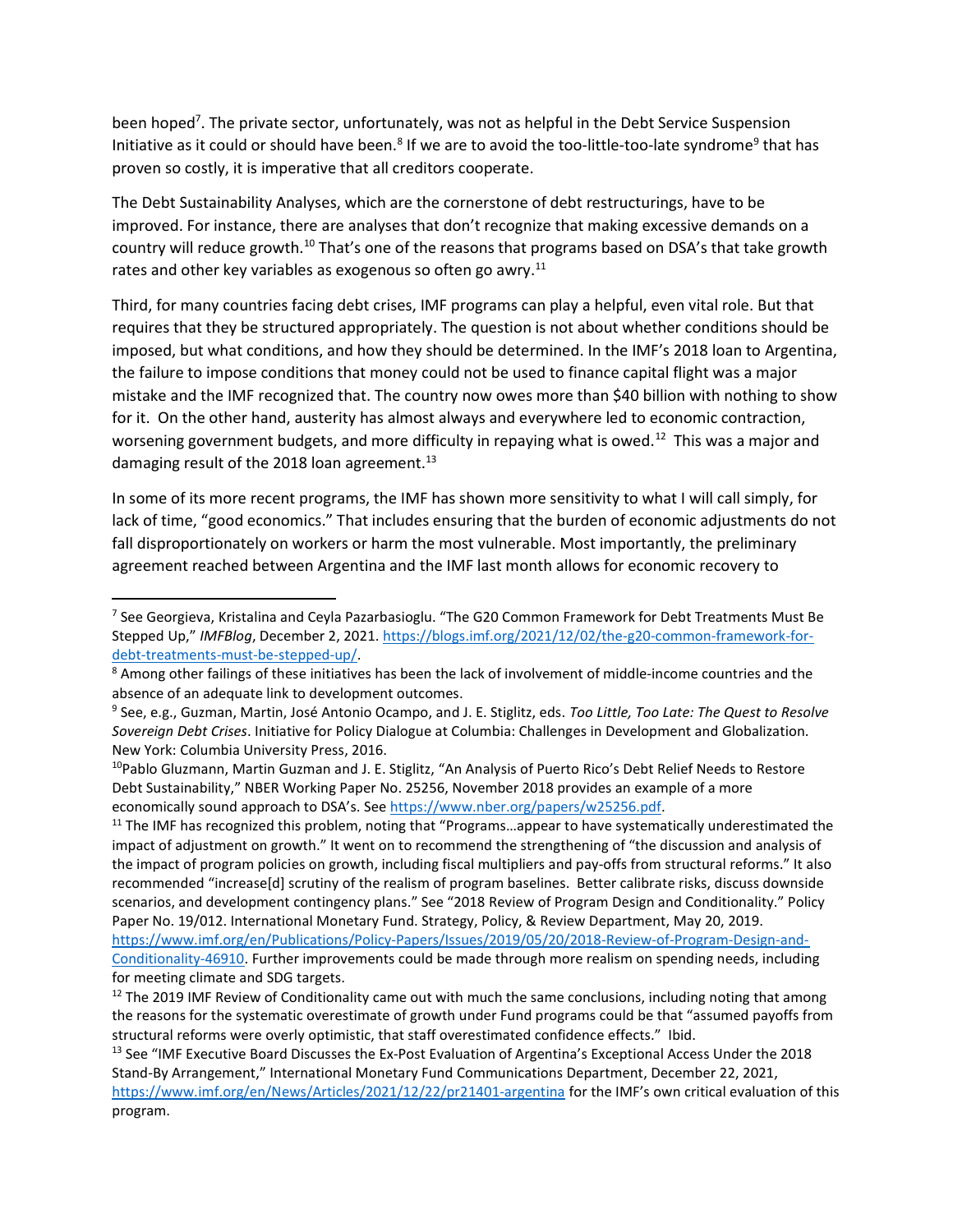been hoped[7]. The private sector, unfortunately, was not as helpful in the Debt Service Suspension Initiative as it could or should have been.[8] If we are to avoid the too-little-too-late syndrome[9] that has proven so costly, it is imperative that all creditors cooperate.

The Debt Sustainability Analyses, which are the cornerstone of debt restructurings, have to be improved. For instance, there are analyses that don't recognize that making excessive demands on a country will reduce growth.[10] That's one of the reasons that programs based on DSA's that take growth rates and other key variables as exogenous so often go awry.[11]

Third, for many countries facing debt crises, IMF programs can play a helpful, even vital role. But that requires that they be structured appropriately. The question is not about whether conditions should be imposed, but what conditions, and how they should be determined. In the IMF's 2018 loan to Argentina, the failure to impose conditions that money could not be used to finance capital flight was a major mistake and the IMF recognized that. The country now owes more than $40 billion with nothing to show for it. On the other hand, austerity has almost always and everywhere led to economic contraction, worsening government budgets, and more difficulty in repaying what is owed.[12] This was a major and damaging result of the 2018 loan agreement.[13]

In some of its more recent programs, the IMF has shown more sensitivity to what I will call simply, for lack of time, "good economics." That includes ensuring that the burden of economic adjustments do not fall disproportionately on workers or harm the most vulnerable. Most importantly, the preliminary agreement reached between Argentina and the IMF last month allows for economic recovery to

---

[7] See Georgieva, Kristalina and Ceyla Pazarbasioglu. "The G20 Common Framework for Debt Treatments Must Be Stepped Up," *IMFBlog*, December 2, 2021. https://blogs.imf.org/2021/12/02/the-g20-common-framework-for-debt-treatments-must-be-stepped-up/.

[8] Among other failings of these initiatives has been the lack of involvement of middle-income countries and the absence of an adequate link to development outcomes.

[9] See, e.g., Guzman, Martin, José Antonio Ocampo, and J. E. Stiglitz, eds. *Too Little, Too Late: The Quest to Resolve Sovereign Debt Crises*. Initiative for Policy Dialogue at Columbia: Challenges in Development and Globalization. New York: Columbia University Press, 2016.

[10] Pablo Gluzmann, Martin Guzman and J. E. Stiglitz, "An Analysis of Puerto Rico's Debt Relief Needs to Restore Debt Sustainability," NBER Working Paper No. 25256, November 2018 provides an example of a more economically sound approach to DSA's. See https://www.nber.org/papers/w25256.pdf.

[11] The IMF has recognized this problem, noting that "Programs…appear to have systematically underestimated the impact of adjustment on growth." It went on to recommend the strengthening of "the discussion and analysis of the impact of program policies on growth, including fiscal multipliers and pay-offs from structural reforms." It also recommended "increase[d] scrutiny of the realism of program baselines. Better calibrate risks, discuss downside scenarios, and development contingency plans." See "2018 Review of Program Design and Conditionality." Policy Paper No. 19/012. International Monetary Fund. Strategy, Policy, & Review Department, May 20, 2019. https://www.imf.org/en/Publications/Policy-Papers/Issues/2019/05/20/2018-Review-of-Program-Design-and-Conditionality-46910. Further improvements could be made through more realism on spending needs, including for meeting climate and SDG targets.

[12] The 2019 IMF Review of Conditionality came out with much the same conclusions, including noting that among the reasons for the systematic overestimate of growth under Fund programs could be that "assumed payoffs from structural reforms were overly optimistic, that staff overestimated confidence effects." Ibid.

[13] See "IMF Executive Board Discusses the Ex-Post Evaluation of Argentina's Exceptional Access Under the 2018 Stand-By Arrangement," International Monetary Fund Communications Department, December 22, 2021, https://www.imf.org/en/News/Articles/2021/12/22/pr21401-argentina for the IMF's own critical evaluation of this program.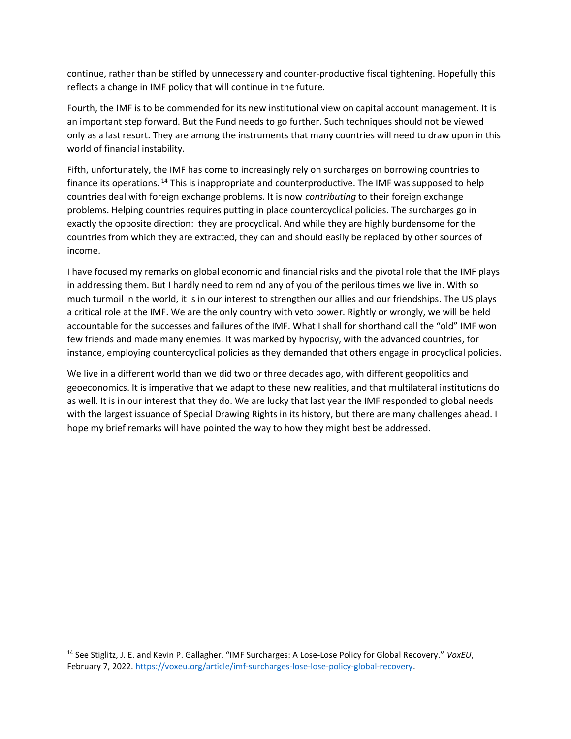continue, rather than be stifled by unnecessary and counter-productive fiscal tightening. Hopefully this reflects a change in IMF policy that will continue in the future.

Fourth, the IMF is to be commended for its new institutional view on capital account management. It is an important step forward. But the Fund needs to go further. Such techniques should not be viewed only as a last resort. They are among the instruments that many countries will need to draw upon in this world of financial instability.

Fifth, unfortunately, the IMF has come to increasingly rely on surcharges on borrowing countries to finance its operations.[14] This is inappropriate and counterproductive. The IMF was supposed to help countries deal with foreign exchange problems. It is now *contributing* to their foreign exchange problems. Helping countries requires putting in place countercyclical policies. The surcharges go in exactly the opposite direction: they are procyclical. And while they are highly burdensome for the countries from which they are extracted, they can and should easily be replaced by other sources of income.

I have focused my remarks on global economic and financial risks and the pivotal role that the IMF plays in addressing them. But I hardly need to remind any of you of the perilous times we live in. With so much turmoil in the world, it is in our interest to strengthen our allies and our friendships. The US plays a critical role at the IMF. We are the only country with veto power. Rightly or wrongly, we will be held accountable for the successes and failures of the IMF. What I shall for shorthand call the "old" IMF won few friends and made many enemies. It was marked by hypocrisy, with the advanced countries, for instance, employing countercyclical policies as they demanded that others engage in procyclical policies.

We live in a different world than we did two or three decades ago, with different geopolitics and geoeconomics. It is imperative that we adapt to these new realities, and that multilateral institutions do as well. It is in our interest that they do. We are lucky that last year the IMF responded to global needs with the largest issuance of Special Drawing Rights in its history, but there are many challenges ahead. I hope my brief remarks will have pointed the way to how they might best be addressed.

---

[14] See Stiglitz, J. E. and Kevin P. Gallagher. "IMF Surcharges: A Lose-Lose Policy for Global Recovery." *VoxEU*, February 7, 2022. https://voxeu.org/article/imf-surcharges-lose-lose-policy-global-recovery.